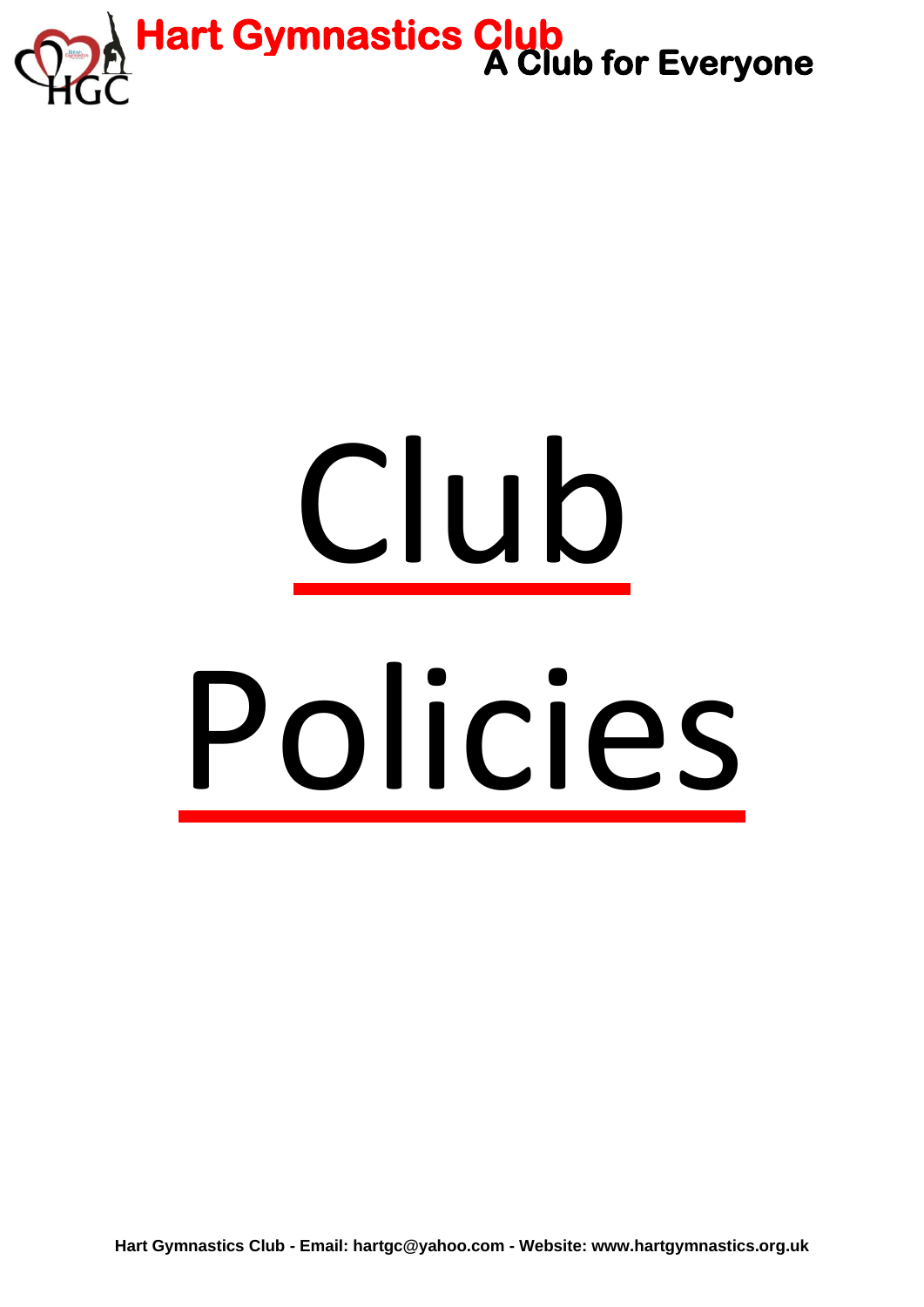**Hart Gymnastics Club**
**A Club for Everyone**

# Club Policies

Hart Gymnastics Club - Email: hartgc@yahoo.com - Website: www.hartgymnastics.org.uk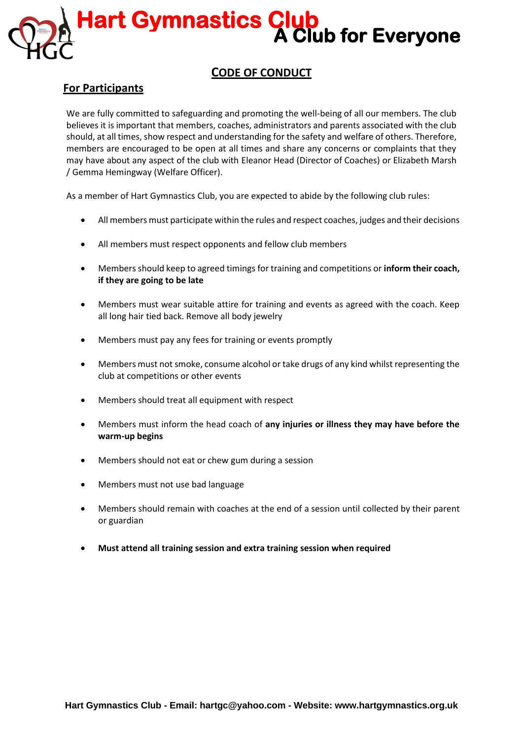# Hart Gymnastics Club
## A Club for Everyone

## CODE OF CONDUCT

### For Participants

We are fully committed to safeguarding and promoting the well-being of all our members. The club believes it is important that members, coaches, administrators and parents associated with the club should, at all times, show respect and understanding for the safety and welfare of others. Therefore, members are encouraged to be open at all times and share any concerns or complaints that they may have about any aspect of the club with Eleanor Head (Director of Coaches) or Elizabeth Marsh / Gemma Hemingway (Welfare Officer).

As a member of Hart Gymnastics Club, you are expected to abide by the following club rules:

- All members must participate within the rules and respect coaches, judges and their decisions
- All members must respect opponents and fellow club members
- Members should keep to agreed timings for training and competitions or **inform their coach, if they are going to be late**
- Members must wear suitable attire for training and events as agreed with the coach. Keep all long hair tied back. Remove all body jewelry
- Members must pay any fees for training or events promptly
- Members must not smoke, consume alcohol or take drugs of any kind whilst representing the club at competitions or other events
- Members should treat all equipment with respect
- Members must inform the head coach of **any injuries or illness they may have before the warm-up begins**
- Members should not eat or chew gum during a session
- Members must not use bad language
- Members should remain with coaches at the end of a session until collected by their parent or guardian
- **Must attend all training session and extra training session when required**

Hart Gymnastics Club - Email: hartgc@yahoo.com - Website: www.hartgymnastics.org.uk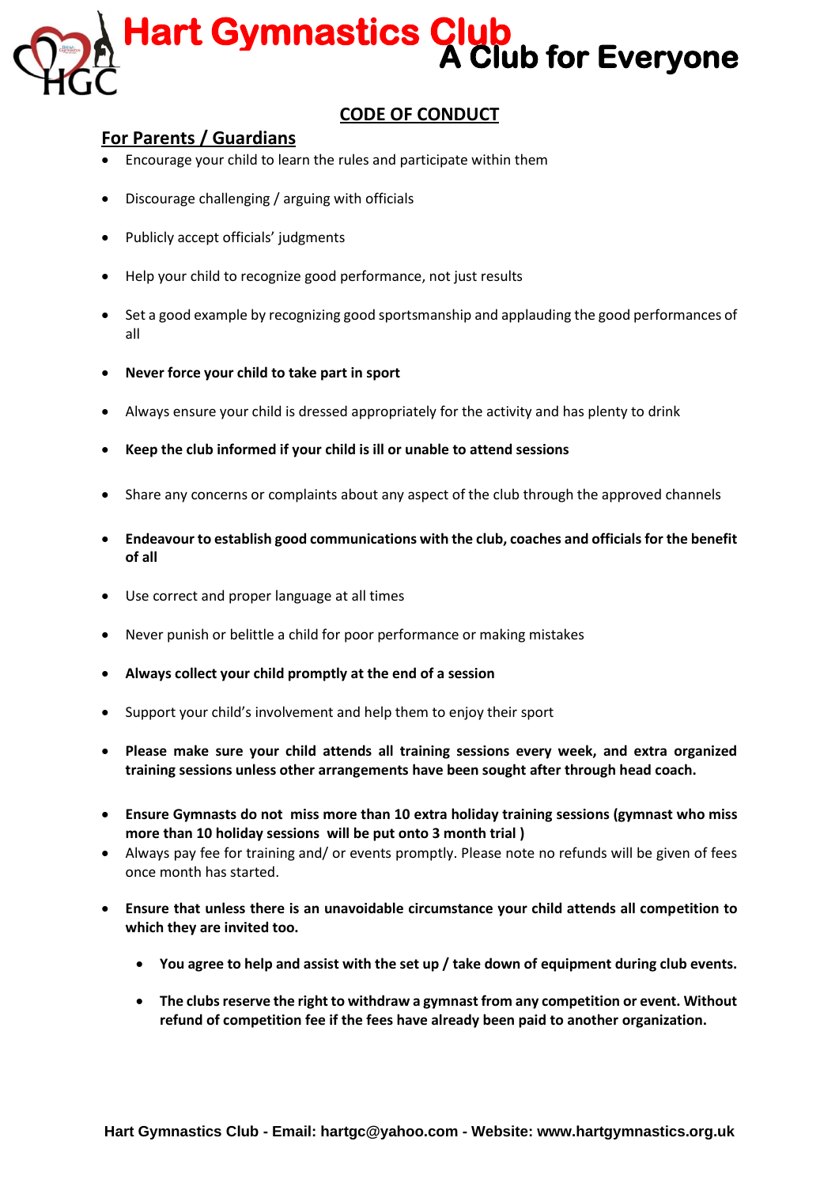# Hart Gymnastics Club

## A Club for Everyone

### CODE OF CONDUCT

### For Parents / Guardians

- Encourage your child to learn the rules and participate within them
- Discourage challenging / arguing with officials
- Publicly accept officials' judgments
- Help your child to recognize good performance, not just results
- Set a good example by recognizing good sportsmanship and applauding the good performances of all
- **Never force your child to take part in sport**
- Always ensure your child is dressed appropriately for the activity and has plenty to drink
- **Keep the club informed if your child is ill or unable to attend sessions**
- Share any concerns or complaints about any aspect of the club through the approved channels
- **Endeavour to establish good communications with the club, coaches and officials for the benefit of all**
- Use correct and proper language at all times
- Never punish or belittle a child for poor performance or making mistakes
- **Always collect your child promptly at the end of a session**
- Support your child's involvement and help them to enjoy their sport
- **Please make sure your child attends all training sessions every week, and extra organized training sessions unless other arrangements have been sought after through head coach.**
- **Ensure Gymnasts do not miss more than 10 extra holiday training sessions (gymnast who miss more than 10 holiday sessions will be put onto 3 month trial )**
- Always pay fee for training and/ or events promptly. Please note no refunds will be given of fees once month has started.
- **Ensure that unless there is an unavoidable circumstance your child attends all competition to which they are invited too.**
    - **You agree to help and assist with the set up / take down of equipment during club events.**
    - **The clubs reserve the right to withdraw a gymnast from any competition or event. Without refund of competition fee if the fees have already been paid to another organization.**

**Hart Gymnastics Club - Email: hartgc@yahoo.com - Website: www.hartgymnastics.org.uk**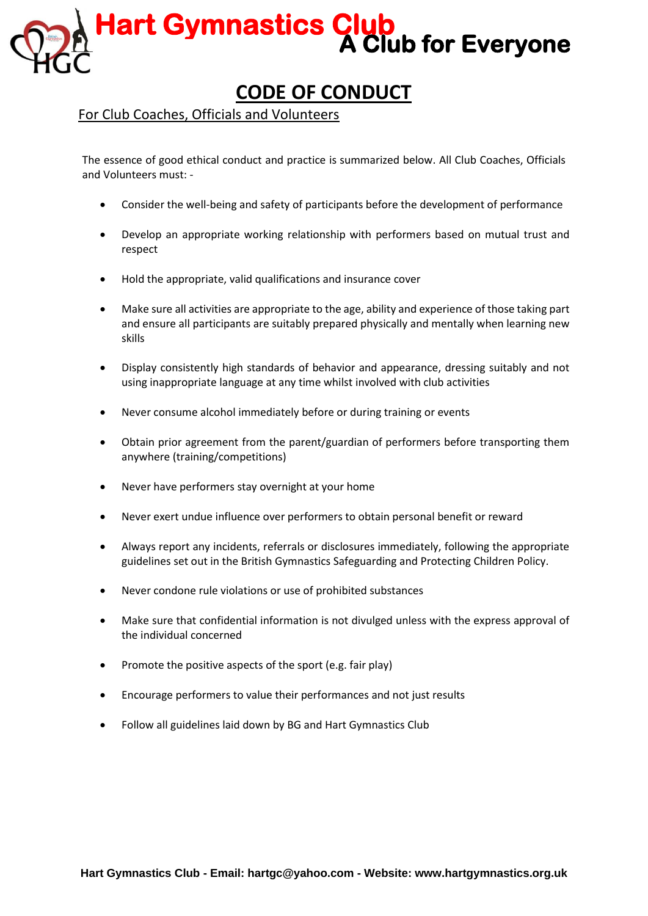# Hart Gymnastics Club

**A Club for Everyone**

## CODE OF CONDUCT

For Club Coaches, Officials and Volunteers

The essence of good ethical conduct and practice is summarized below. All Club Coaches, Officials and Volunteers must: -

- Consider the well-being and safety of participants before the development of performance
- Develop an appropriate working relationship with performers based on mutual trust and respect
- Hold the appropriate, valid qualifications and insurance cover
- Make sure all activities are appropriate to the age, ability and experience of those taking part and ensure all participants are suitably prepared physically and mentally when learning new skills
- Display consistently high standards of behavior and appearance, dressing suitably and not using inappropriate language at any time whilst involved with club activities
- Never consume alcohol immediately before or during training or events
- Obtain prior agreement from the parent/guardian of performers before transporting them anywhere (training/competitions)
- Never have performers stay overnight at your home
- Never exert undue influence over performers to obtain personal benefit or reward
- Always report any incidents, referrals or disclosures immediately, following the appropriate guidelines set out in the British Gymnastics Safeguarding and Protecting Children Policy.
- Never condone rule violations or use of prohibited substances
- Make sure that confidential information is not divulged unless with the express approval of the individual concerned
- Promote the positive aspects of the sport (e.g. fair play)
- Encourage performers to value their performances and not just results
- Follow all guidelines laid down by BG and Hart Gymnastics Club

**Hart Gymnastics Club - Email: hartgc@yahoo.com - Website: www.hartgymnastics.org.uk**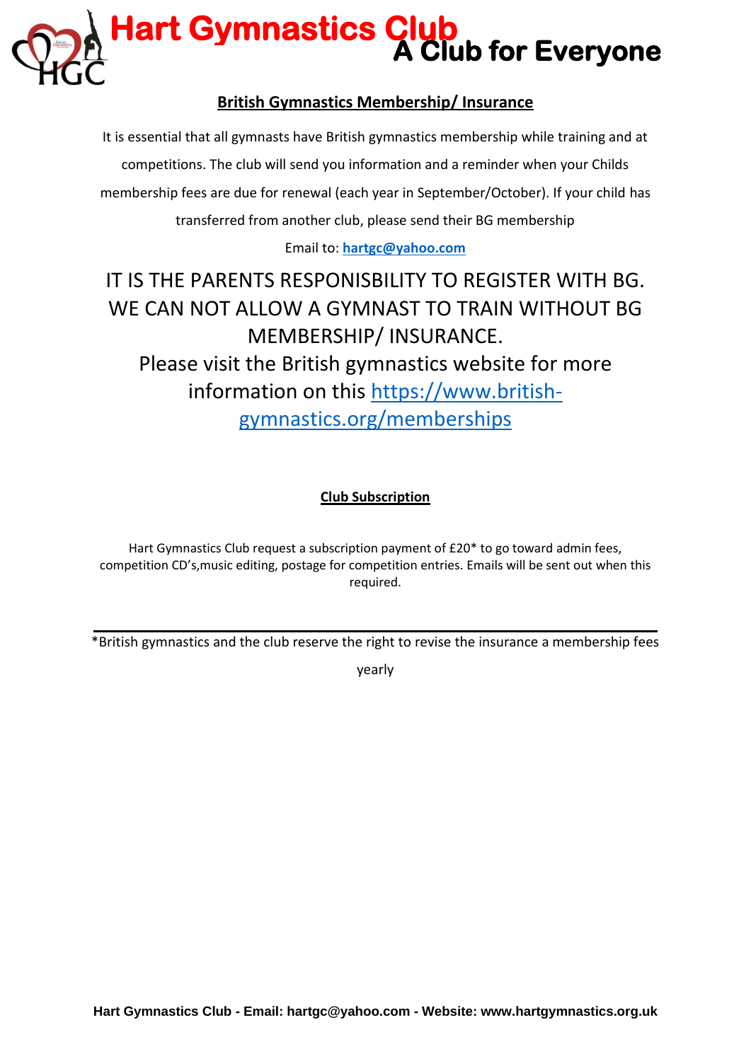# Hart Gymnastics Club

**A Club for Everyone**

## British Gymnastics Membership/ Insurance

It is essential that all gymnasts have British gymnastics membership while training and at competitions. The club will send you information and a reminder when your Childs membership fees are due for renewal (each year in September/October). If your child has transferred from another club, please send their BG membership

Email to: **hartgc@yahoo.com**

IT IS THE PARENTS RESPONISBILITY TO REGISTER WITH BG. WE CAN NOT ALLOW A GYMNAST TO TRAIN WITHOUT BG MEMBERSHIP/ INSURANCE.

Please visit the British gymnastics website for more information on this https://www.british-gymnastics.org/memberships

## Club Subscription

Hart Gymnastics Club request a subscription payment of £20* to go toward admin fees, competition CD's,music editing, postage for competition entries. Emails will be sent out when this required.

---

*British gymnastics and the club reserve the right to revise the insurance a membership fees yearly

**Hart Gymnastics Club - Email: hartgc@yahoo.com - Website: www.hartgymnastics.org.uk**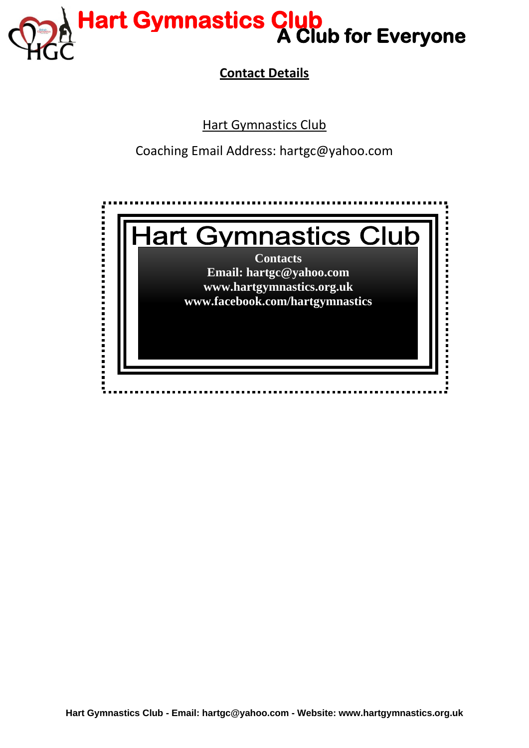# Hart Gymnastics Club

**A Club for Everyone**

**Contact Details**

Hart Gymnastics Club

Coaching Email Address: hartgc@yahoo.com

## Hart Gymnastics Club

**Contacts**
**Email: hartgc@yahoo.com**
**www.hartgymnastics.org.uk**
**www.facebook.com/hartgymnastics**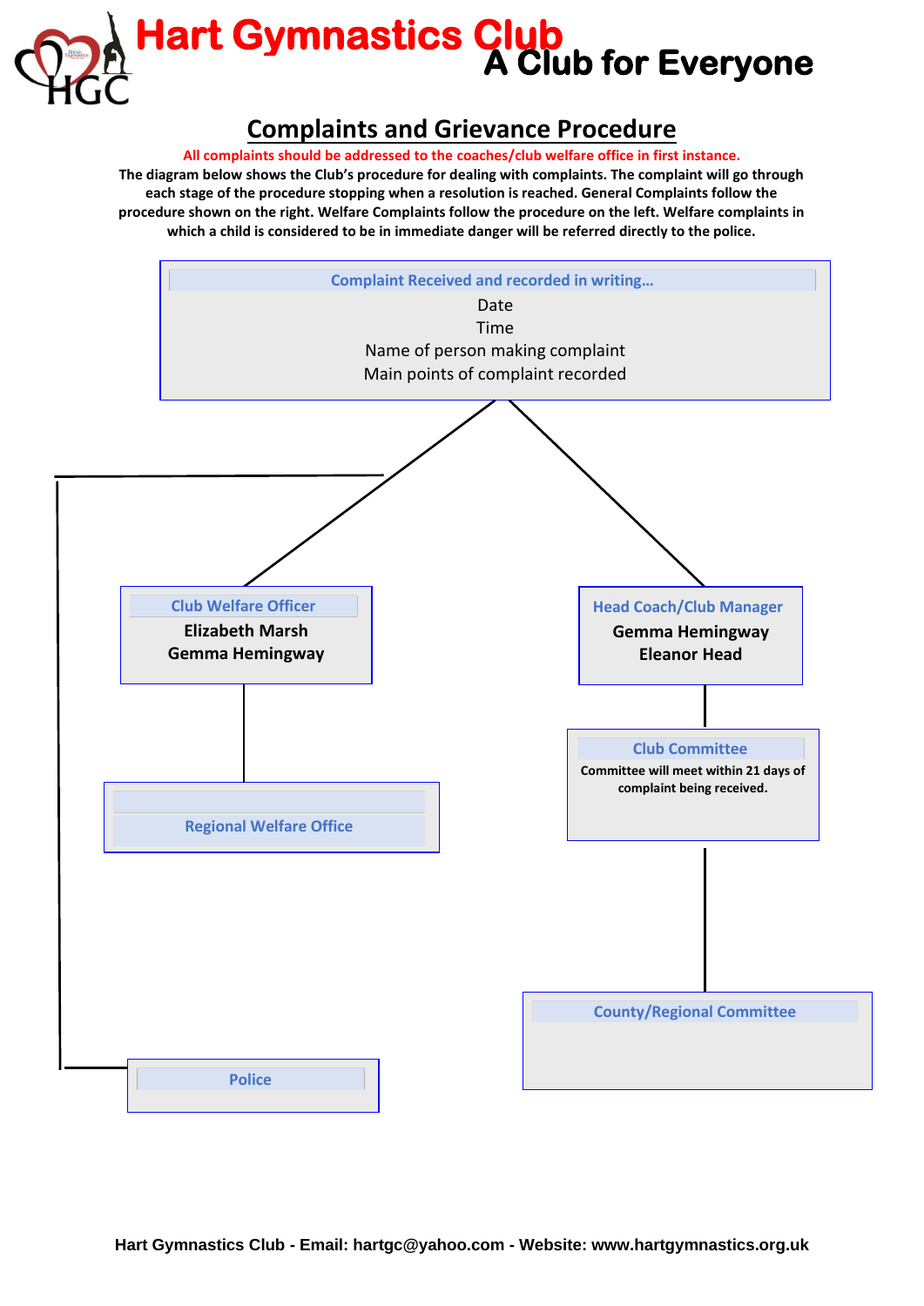# Hart Gymnastics Club

**A Club for Everyone**

## Complaints and Grievance Procedure

**All complaints should be addressed to the coaches/club welfare office in first instance.**

**The diagram below shows the Club's procedure for dealing with complaints. The complaint will go through each stage of the procedure stopping when a resolution is reached. General Complaints follow the procedure shown on the right. Welfare Complaints follow the procedure on the left. Welfare complaints in which a child is considered to be in immediate danger will be referred directly to the police.**

**Complaint Received and recorded in writing…**

Date

Time

Name of person making complaint

Main points of complaint recorded

**Club Welfare Officer**

**Elizabeth Marsh**

**Gemma Hemingway**

**Regional Welfare Office**

**Police**

**Head Coach/Club Manager**

**Gemma Hemingway**

**Eleanor Head**

**Club Committee**

**Committee will meet within 21 days of complaint being received.**

**County/Regional Committee**

**Hart Gymnastics Club - Email: hartgc@yahoo.com - Website: www.hartgymnastics.org.uk**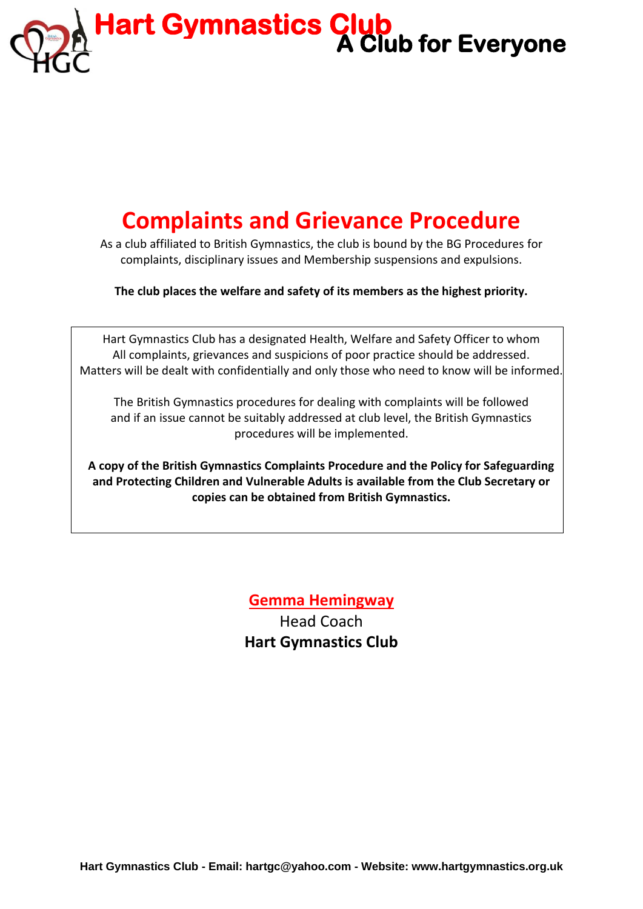Hart Gymnastics Club
A Club for Everyone

# Complaints and Grievance Procedure

As a club affiliated to British Gymnastics, the club is bound by the BG Procedures for complaints, disciplinary issues and Membership suspensions and expulsions.

**The club places the welfare and safety of its members as the highest priority.**

Hart Gymnastics Club has a designated Health, Welfare and Safety Officer to whom All complaints, grievances and suspicions of poor practice should be addressed. Matters will be dealt with confidentially and only those who need to know will be informed.

The British Gymnastics procedures for dealing with complaints will be followed and if an issue cannot be suitably addressed at club level, the British Gymnastics procedures will be implemented.

**A copy of the British Gymnastics Complaints Procedure and the Policy for Safeguarding and Protecting Children and Vulnerable Adults is available from the Club Secretary or copies can be obtained from British Gymnastics.**

Gemma Hemingway
Head Coach
**Hart Gymnastics Club**

**Hart Gymnastics Club - Email: hartgc@yahoo.com - Website: www.hartgymnastics.org.uk**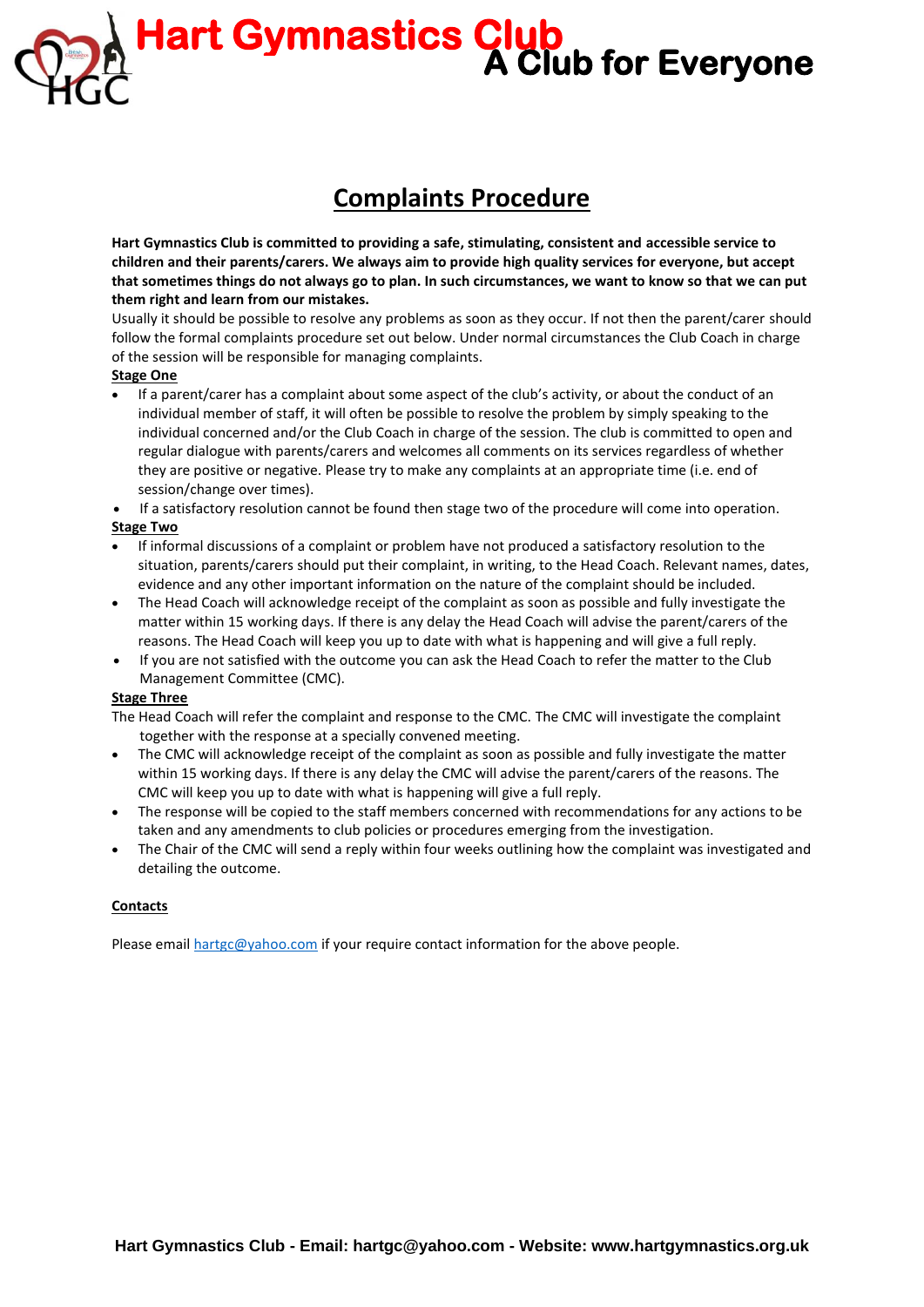# Hart Gymnastics Club

## A Club for Everyone

## Complaints Procedure

**Hart Gymnastics Club is committed to providing a safe, stimulating, consistent and accessible service to children and their parents/carers. We always aim to provide high quality services for everyone, but accept that sometimes things do not always go to plan. In such circumstances, we want to know so that we can put them right and learn from our mistakes.**

Usually it should be possible to resolve any problems as soon as they occur. If not then the parent/carer should follow the formal complaints procedure set out below. Under normal circumstances the Club Coach in charge of the session will be responsible for managing complaints.

**Stage One**

- If a parent/carer has a complaint about some aspect of the club's activity, or about the conduct of an individual member of staff, it will often be possible to resolve the problem by simply speaking to the individual concerned and/or the Club Coach in charge of the session. The club is committed to open and regular dialogue with parents/carers and welcomes all comments on its services regardless of whether they are positive or negative. Please try to make any complaints at an appropriate time (i.e. end of session/change over times).
- If a satisfactory resolution cannot be found then stage two of the procedure will come into operation.

**Stage Two**

- If informal discussions of a complaint or problem have not produced a satisfactory resolution to the situation, parents/carers should put their complaint, in writing, to the Head Coach. Relevant names, dates, evidence and any other important information on the nature of the complaint should be included.
- The Head Coach will acknowledge receipt of the complaint as soon as possible and fully investigate the matter within 15 working days. If there is any delay the Head Coach will advise the parent/carers of the reasons. The Head Coach will keep you up to date with what is happening and will give a full reply.
- If you are not satisfied with the outcome you can ask the Head Coach to refer the matter to the Club Management Committee (CMC).

**Stage Three**

The Head Coach will refer the complaint and response to the CMC. The CMC will investigate the complaint together with the response at a specially convened meeting.

- The CMC will acknowledge receipt of the complaint as soon as possible and fully investigate the matter within 15 working days. If there is any delay the CMC will advise the parent/carers of the reasons. The CMC will keep you up to date with what is happening will give a full reply.
- The response will be copied to the staff members concerned with recommendations for any actions to be taken and any amendments to club policies or procedures emerging from the investigation.
- The Chair of the CMC will send a reply within four weeks outlining how the complaint was investigated and detailing the outcome.

**Contacts**

Please email hartgc@yahoo.com if your require contact information for the above people.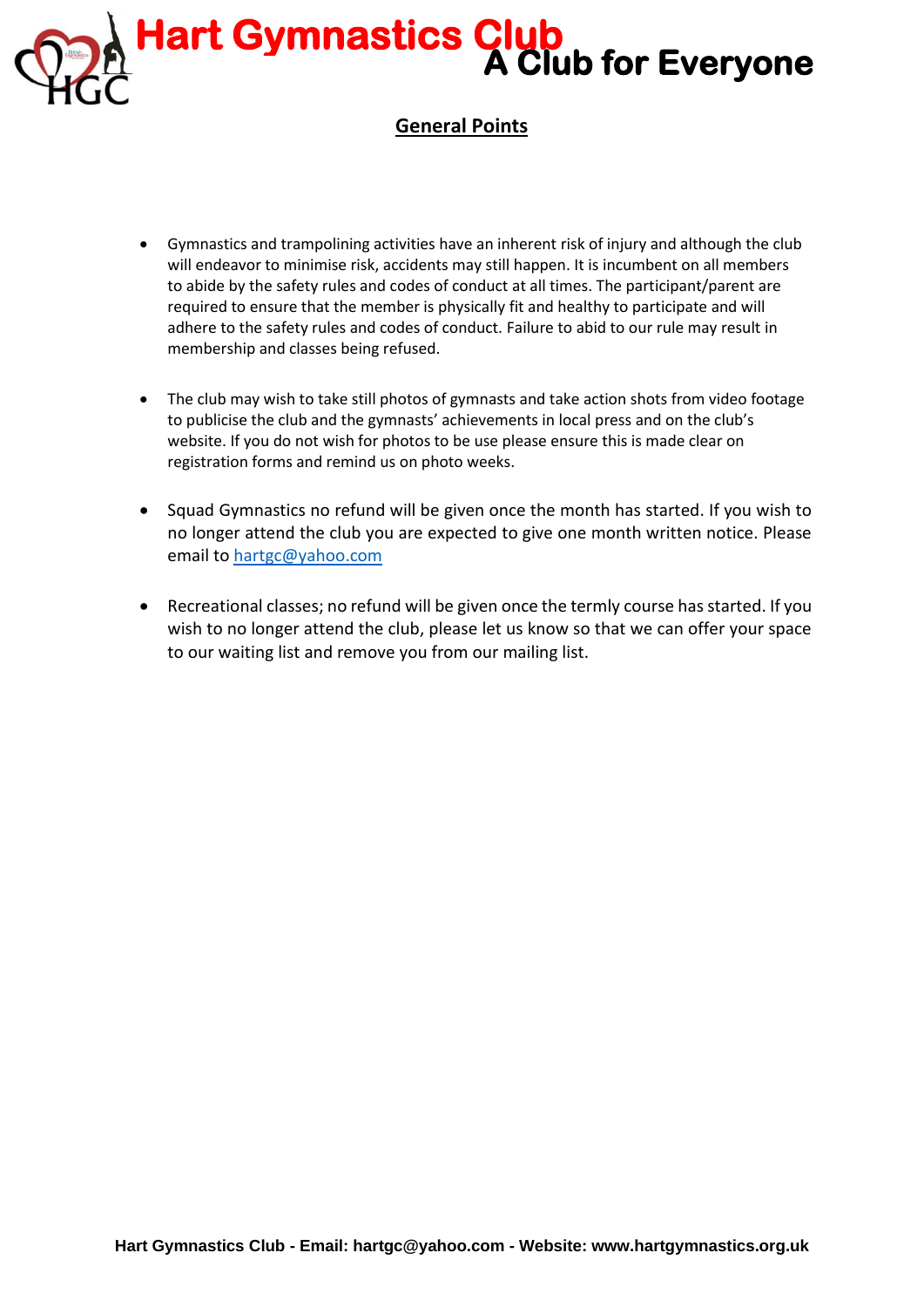# Hart Gymnastics Club

## A Club for Everyone

### General Points

- Gymnastics and trampolining activities have an inherent risk of injury and although the club will endeavor to minimise risk, accidents may still happen. It is incumbent on all members to abide by the safety rules and codes of conduct at all times. The participant/parent are required to ensure that the member is physically fit and healthy to participate and will adhere to the safety rules and codes of conduct. Failure to abid to our rule may result in membership and classes being refused.

- The club may wish to take still photos of gymnasts and take action shots from video footage to publicise the club and the gymnasts' achievements in local press and on the club's website. If you do not wish for photos to be use please ensure this is made clear on registration forms and remind us on photo weeks.

- Squad Gymnastics no refund will be given once the month has started. If you wish to no longer attend the club you are expected to give one month written notice. Please email to hartgc@yahoo.com

- Recreational classes; no refund will be given once the termly course has started. If you wish to no longer attend the club, please let us know so that we can offer your space to our waiting list and remove you from our mailing list.